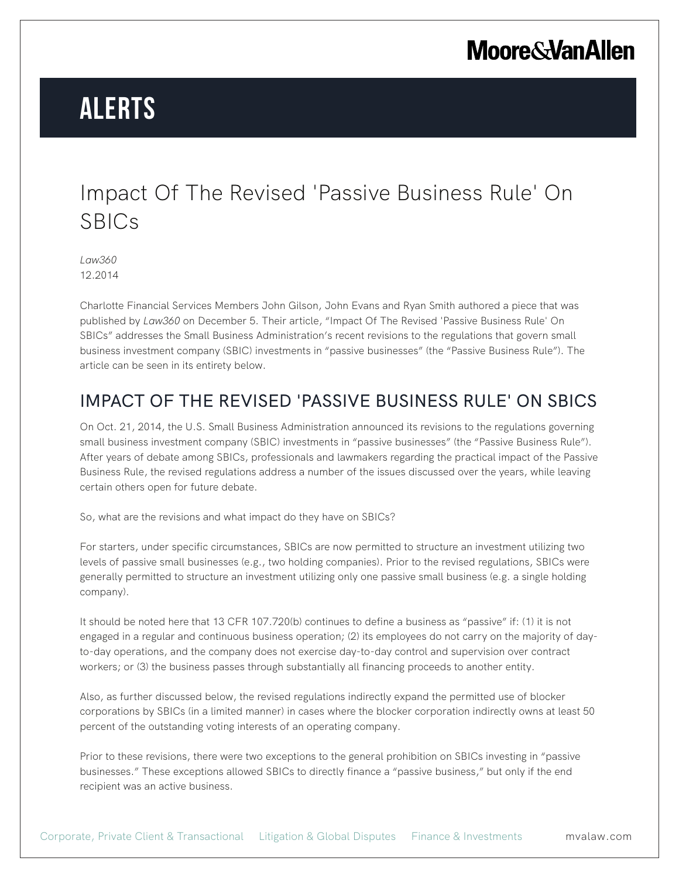Moore&VanAllen

# ALERTS

# Impact Of The Revised 'Passive Business Rule' On SBICs

*Law360*
12.2014

Charlotte Financial Services Members John Gilson, John Evans and Ryan Smith authored a piece that was published by *Law360* on December 5. Their article, "Impact Of The Revised 'Passive Business Rule' On SBICs" addresses the Small Business Administration's recent revisions to the regulations that govern small business investment company (SBIC) investments in "passive businesses" (the "Passive Business Rule"). The article can be seen in its entirety below.

## IMPACT OF THE REVISED 'PASSIVE BUSINESS RULE' ON SBICS

On Oct. 21, 2014, the U.S. Small Business Administration announced its revisions to the regulations governing small business investment company (SBIC) investments in "passive businesses" (the "Passive Business Rule"). After years of debate among SBICs, professionals and lawmakers regarding the practical impact of the Passive Business Rule, the revised regulations address a number of the issues discussed over the years, while leaving certain others open for future debate.

So, what are the revisions and what impact do they have on SBICs?

For starters, under specific circumstances, SBICs are now permitted to structure an investment utilizing two levels of passive small businesses (e.g., two holding companies). Prior to the revised regulations, SBICs were generally permitted to structure an investment utilizing only one passive small business (e.g. a single holding company).

It should be noted here that 13 CFR 107.720(b) continues to define a business as "passive" if: (1) it is not engaged in a regular and continuous business operation; (2) its employees do not carry on the majority of day-to-day operations, and the company does not exercise day-to-day control and supervision over contract workers; or (3) the business passes through substantially all financing proceeds to another entity.

Also, as further discussed below, the revised regulations indirectly expand the permitted use of blocker corporations by SBICs (in a limited manner) in cases where the blocker corporation indirectly owns at least 50 percent of the outstanding voting interests of an operating company.

Prior to these revisions, there were two exceptions to the general prohibition on SBICs investing in "passive businesses." These exceptions allowed SBICs to directly finance a "passive business," but only if the end recipient was an active business.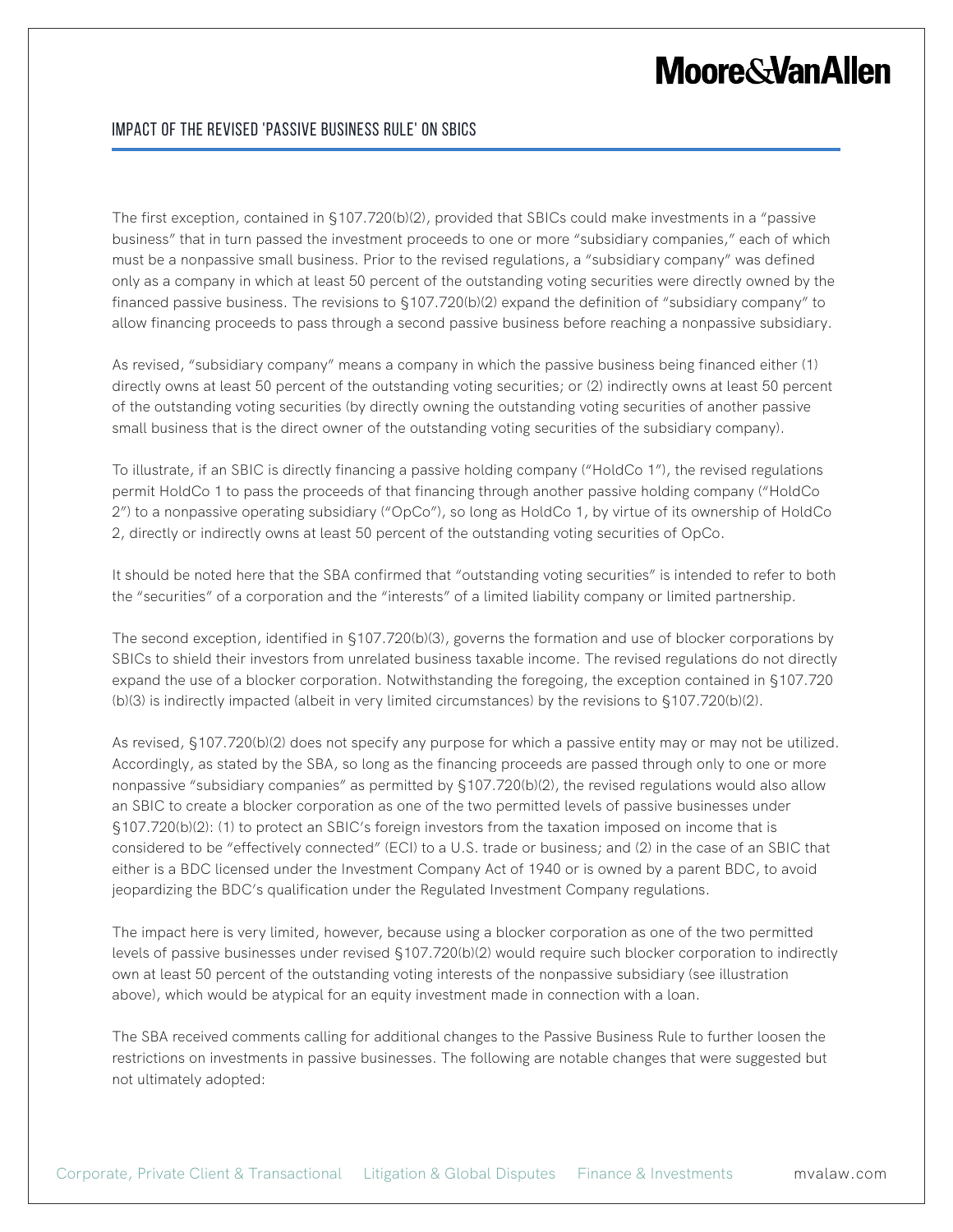The first exception, contained in §107.720(b)(2), provided that SBICs could make investments in a "passive business" that in turn passed the investment proceeds to one or more "subsidiary companies," each of which must be a nonpassive small business. Prior to the revised regulations, a "subsidiary company" was defined only as a company in which at least 50 percent of the outstanding voting securities were directly owned by the financed passive business. The revisions to §107.720(b)(2) expand the definition of "subsidiary company" to allow financing proceeds to pass through a second passive business before reaching a nonpassive subsidiary.

As revised, "subsidiary company" means a company in which the passive business being financed either (1) directly owns at least 50 percent of the outstanding voting securities; or (2) indirectly owns at least 50 percent of the outstanding voting securities (by directly owning the outstanding voting securities of another passive small business that is the direct owner of the outstanding voting securities of the subsidiary company).

To illustrate, if an SBIC is directly financing a passive holding company ("HoldCo 1"), the revised regulations permit HoldCo 1 to pass the proceeds of that financing through another passive holding company ("HoldCo 2") to a nonpassive operating subsidiary ("OpCo"), so long as HoldCo 1, by virtue of its ownership of HoldCo 2, directly or indirectly owns at least 50 percent of the outstanding voting securities of OpCo.

It should be noted here that the SBA confirmed that "outstanding voting securities" is intended to refer to both the "securities" of a corporation and the "interests" of a limited liability company or limited partnership.

The second exception, identified in §107.720(b)(3), governs the formation and use of blocker corporations by SBICs to shield their investors from unrelated business taxable income. The revised regulations do not directly expand the use of a blocker corporation. Notwithstanding the foregoing, the exception contained in §107.720 (b)(3) is indirectly impacted (albeit in very limited circumstances) by the revisions to §107.720(b)(2).

As revised, §107.720(b)(2) does not specify any purpose for which a passive entity may or may not be utilized. Accordingly, as stated by the SBA, so long as the financing proceeds are passed through only to one or more nonpassive "subsidiary companies" as permitted by §107.720(b)(2), the revised regulations would also allow an SBIC to create a blocker corporation as one of the two permitted levels of passive businesses under §107.720(b)(2): (1) to protect an SBIC's foreign investors from the taxation imposed on income that is considered to be "effectively connected" (ECI) to a U.S. trade or business; and (2) in the case of an SBIC that either is a BDC licensed under the Investment Company Act of 1940 or is owned by a parent BDC, to avoid jeopardizing the BDC's qualification under the Regulated Investment Company regulations.

The impact here is very limited, however, because using a blocker corporation as one of the two permitted levels of passive businesses under revised §107.720(b)(2) would require such blocker corporation to indirectly own at least 50 percent of the outstanding voting interests of the nonpassive subsidiary (see illustration above), which would be atypical for an equity investment made in connection with a loan.

The SBA received comments calling for additional changes to the Passive Business Rule to further loosen the restrictions on investments in passive businesses. The following are notable changes that were suggested but not ultimately adopted: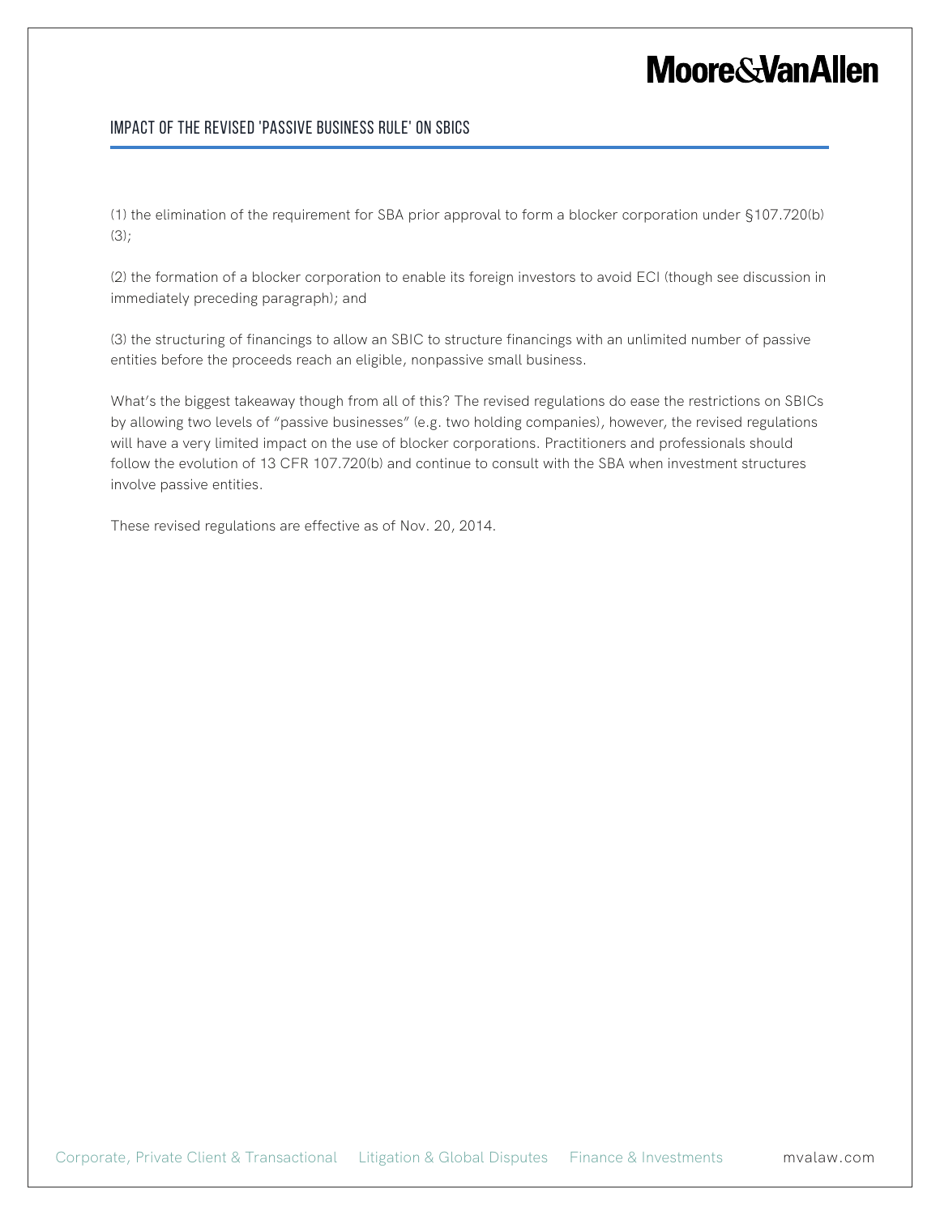(1) the elimination of the requirement for SBA prior approval to form a blocker corporation under §107.720(b)(3);

(2) the formation of a blocker corporation to enable its foreign investors to avoid ECI (though see discussion in immediately preceding paragraph); and

(3) the structuring of financings to allow an SBIC to structure financings with an unlimited number of passive entities before the proceeds reach an eligible, nonpassive small business.

What's the biggest takeaway though from all of this? The revised regulations do ease the restrictions on SBICs by allowing two levels of "passive businesses" (e.g. two holding companies), however, the revised regulations will have a very limited impact on the use of blocker corporations. Practitioners and professionals should follow the evolution of 13 CFR 107.720(b) and continue to consult with the SBA when investment structures involve passive entities.

These revised regulations are effective as of Nov. 20, 2014.